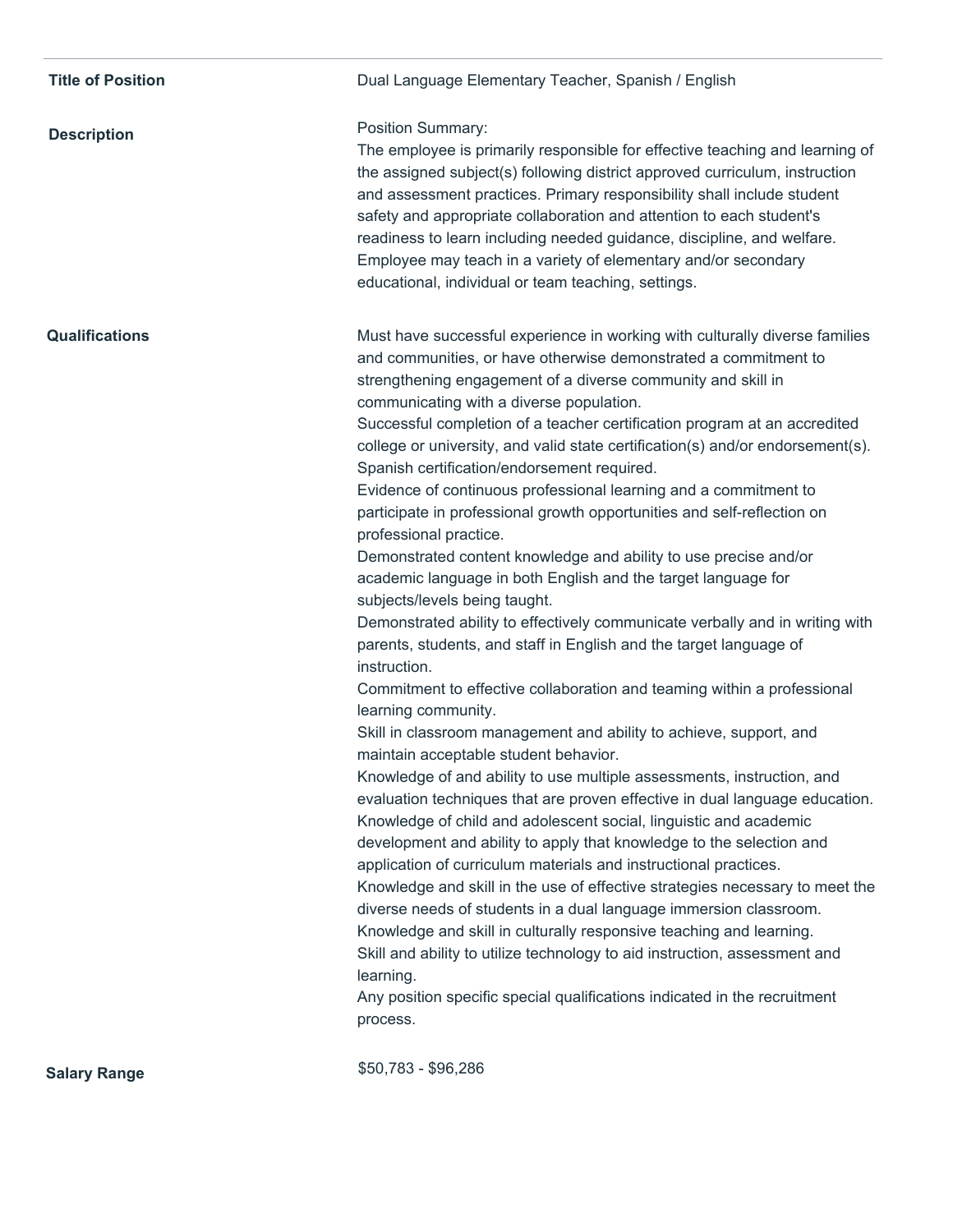**Title of Position**

Dual Language Elementary Teacher, Spanish / English

**Description**

Position Summary:
The employee is primarily responsible for effective teaching and learning of the assigned subject(s) following district approved curriculum, instruction and assessment practices. Primary responsibility shall include student safety and appropriate collaboration and attention to each student's readiness to learn including needed guidance, discipline, and welfare. Employee may teach in a variety of elementary and/or secondary educational, individual or team teaching, settings.

**Qualifications**

Must have successful experience in working with culturally diverse families and communities, or have otherwise demonstrated a commitment to strengthening engagement of a diverse community and skill in communicating with a diverse population.
Successful completion of a teacher certification program at an accredited college or university, and valid state certification(s) and/or endorsement(s). Spanish certification/endorsement required.
Evidence of continuous professional learning and a commitment to participate in professional growth opportunities and self-reflection on professional practice.
Demonstrated content knowledge and ability to use precise and/or academic language in both English and the target language for subjects/levels being taught.
Demonstrated ability to effectively communicate verbally and in writing with parents, students, and staff in English and the target language of instruction.
Commitment to effective collaboration and teaming within a professional learning community.
Skill in classroom management and ability to achieve, support, and maintain acceptable student behavior.
Knowledge of and ability to use multiple assessments, instruction, and evaluation techniques that are proven effective in dual language education.
Knowledge of child and adolescent social, linguistic and academic development and ability to apply that knowledge to the selection and application of curriculum materials and instructional practices.
Knowledge and skill in the use of effective strategies necessary to meet the diverse needs of students in a dual language immersion classroom.
Knowledge and skill in culturally responsive teaching and learning.
Skill and ability to utilize technology to aid instruction, assessment and learning.
Any position specific special qualifications indicated in the recruitment process.

**Salary Range**

$50,783 - $96,286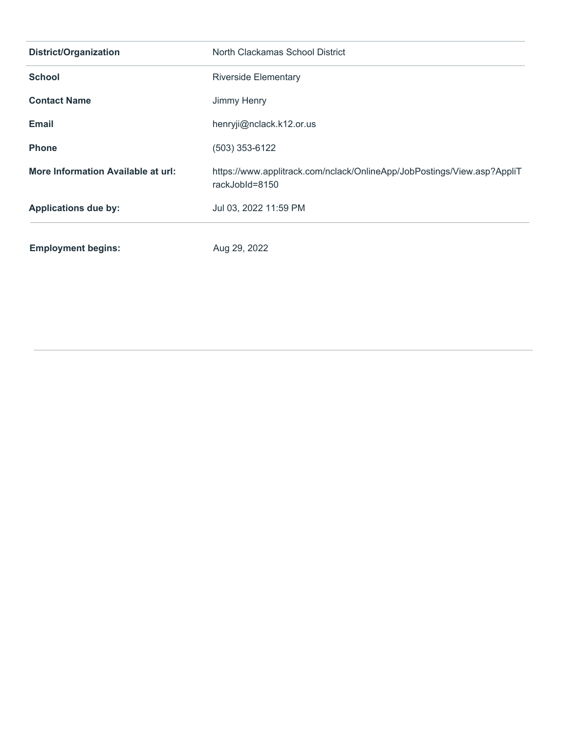| | |
|---|---|
| **District/Organization** | North Clackamas School District |
| **School** | Riverside Elementary |
| **Contact Name** | Jimmy Henry |
| **Email** | henryji@nclack.k12.or.us |
| **Phone** | (503) 353-6122 |
| **More Information Available at url:** | https://www.applitrack.com/nclack/OnlineApp/JobPostings/View.asp?AppliTrackJobId=8150 |
| **Applications due by:** | Jul 03, 2022 11:59 PM |
| **Employment begins:** | Aug 29, 2022 |